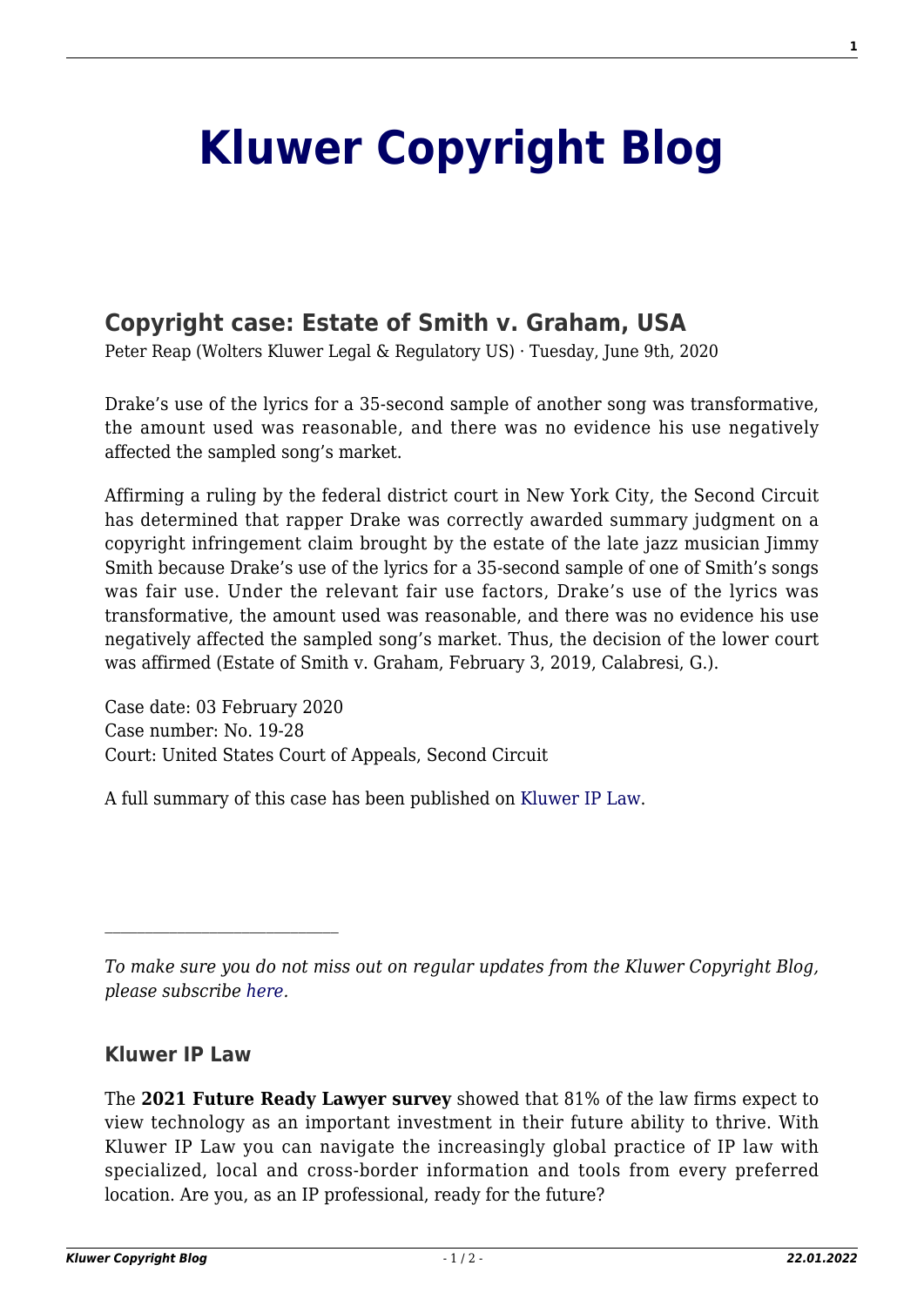# Kluwer Copyright Blog

## Copyright case: Estate of Smith v. Graham, USA

Peter Reap (Wolters Kluwer Legal & Regulatory US) · Tuesday, June 9th, 2020

Drake's use of the lyrics for a 35-second sample of another song was transformative, the amount used was reasonable, and there was no evidence his use negatively affected the sampled song's market.

Affirming a ruling by the federal district court in New York City, the Second Circuit has determined that rapper Drake was correctly awarded summary judgment on a copyright infringement claim brought by the estate of the late jazz musician Jimmy Smith because Drake's use of the lyrics for a 35-second sample of one of Smith's songs was fair use. Under the relevant fair use factors, Drake's use of the lyrics was transformative, the amount used was reasonable, and there was no evidence his use negatively affected the sampled song's market. Thus, the decision of the lower court was affirmed (Estate of Smith v. Graham, February 3, 2019, Calabresi, G.).

Case date: 03 February 2020
Case number: No. 19-28
Court: United States Court of Appeals, Second Circuit

A full summary of this case has been published on Kluwer IP Law.

---

*To make sure you do not miss out on regular updates from the Kluwer Copyright Blog, please subscribe here.*

### Kluwer IP Law

The **2021 Future Ready Lawyer survey** showed that 81% of the law firms expect to view technology as an important investment in their future ability to thrive. With Kluwer IP Law you can navigate the increasingly global practice of IP law with specialized, local and cross-border information and tools from every preferred location. Are you, as an IP professional, ready for the future?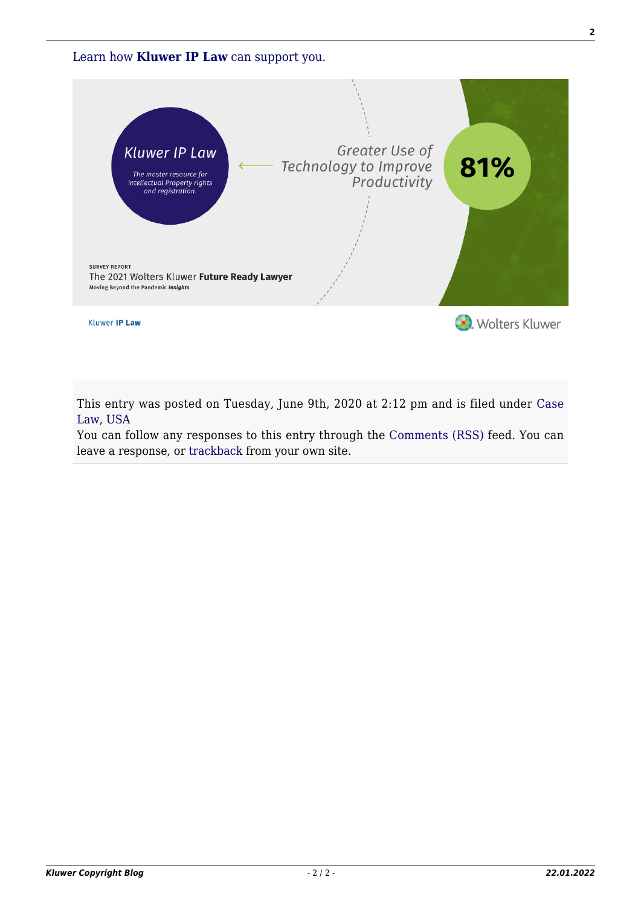Learn how **Kluwer IP Law** can support you.

Kluwer IP Law

The master resource for Intellectual Property rights and registration.

Greater Use of Technology to Improve Productivity

81%

SURVEY REPORT

The 2021 Wolters Kluwer **Future Ready Lawyer**

Moving Beyond the Pandemic *Insights*

Kluwer **IP Law**

Wolters Kluwer

This entry was posted on Tuesday, June 9th, 2020 at 2:12 pm and is filed under Case Law, USA

You can follow any responses to this entry through the Comments (RSS) feed. You can leave a response, or trackback from your own site.